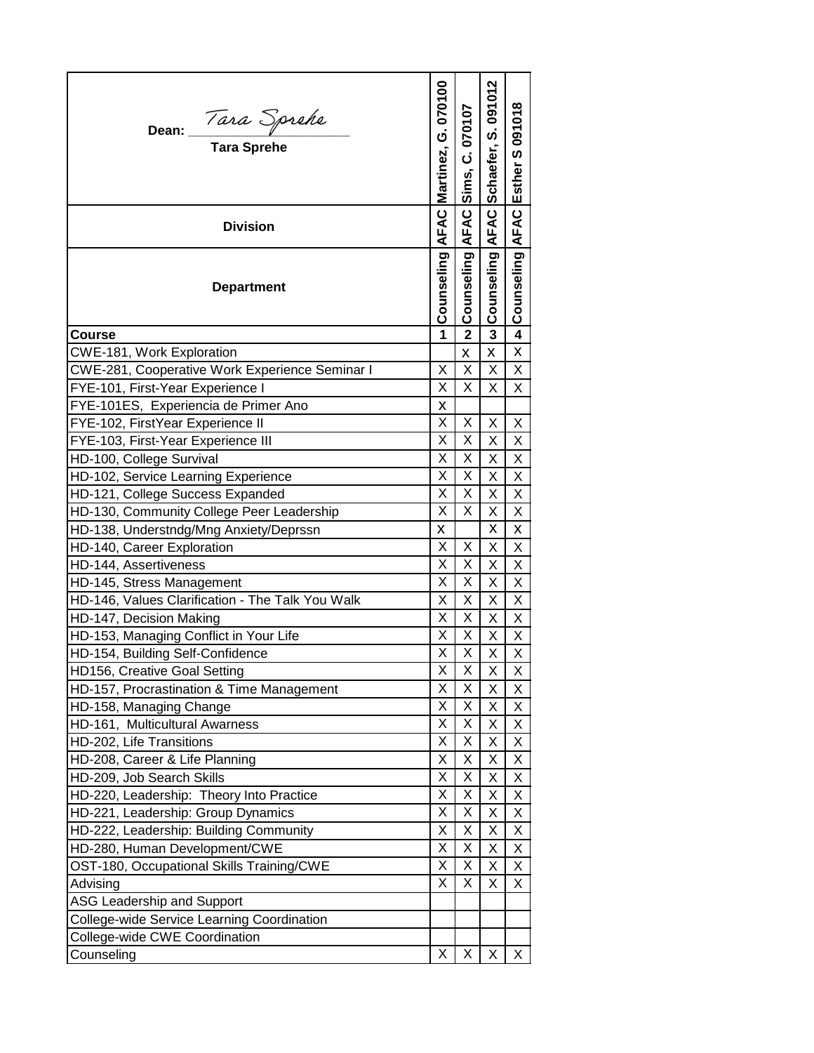| Dean: *Tara Sprehe* **Tara Sprehe** | Martinez, G. 070100 | Sims, C. 070107 | Schaefer, S. 091012 | Esther S 091018 |
|---|---|---|---|---|
| **Division** | AFAC | AFAC | AFAC | AFAC |
| **Department** | Counseling | Counseling | Counseling | Counseling |
| **Course** | **1** | **2** | **3** | **4** |
| CWE-181, Work Exploration | | x | x | X |
| CWE-281, Cooperative Work Experience Seminar I | X | X | X | X |
| FYE-101, First-Year Experience I | X | X | X | X |
| FYE-101ES, Experiencia de Primer Ano | x | | | |
| FYE-102, FirstYear Experience II | X | X | X | X |
| FYE-103, First-Year Experience III | X | X | X | X |
| HD-100, College Survival | X | X | X | X |
| HD-102, Service Learning Experience | X | X | X | X |
| HD-121, College Success Expanded | X | X | X | X |
| HD-130, Community College Peer Leadership | X | X | X | X |
| HD-138, Understndg/Mng Anxiety/Deprssn | x | | x | x |
| HD-140, Career Exploration | X | X | X | X |
| HD-144, Assertiveness | X | X | X | X |
| HD-145, Stress Management | X | X | X | X |
| HD-146, Values Clarification - The Talk You Walk | X | X | X | X |
| HD-147, Decision Making | X | X | X | X |
| HD-153, Managing Conflict in Your Life | X | X | X | X |
| HD-154, Building Self-Confidence | X | X | X | X |
| HD156, Creative Goal Setting | X | X | X | X |
| HD-157, Procrastination & Time Management | X | X | X | X |
| HD-158, Managing Change | X | X | X | X |
| HD-161, Multicultural Awarness | X | X | X | X |
| HD-202, Life Transitions | X | X | X | X |
| HD-208, Career & Life Planning | X | X | X | X |
| HD-209, Job Search Skills | X | X | X | X |
| HD-220, Leadership: Theory Into Practice | X | X | X | X |
| HD-221, Leadership: Group Dynamics | X | X | X | X |
| HD-222, Leadership: Building Community | X | X | X | X |
| HD-280, Human Development/CWE | X | X | X | X |
| OST-180, Occupational Skills Training/CWE | X | X | X | X |
| Advising | X | X | X | X |
| ASG Leadership and Support | | | | |
| College-wide Service Learning Coordination | | | | |
| College-wide CWE Coordination | | | | |
| Counseling | X | X | X | X |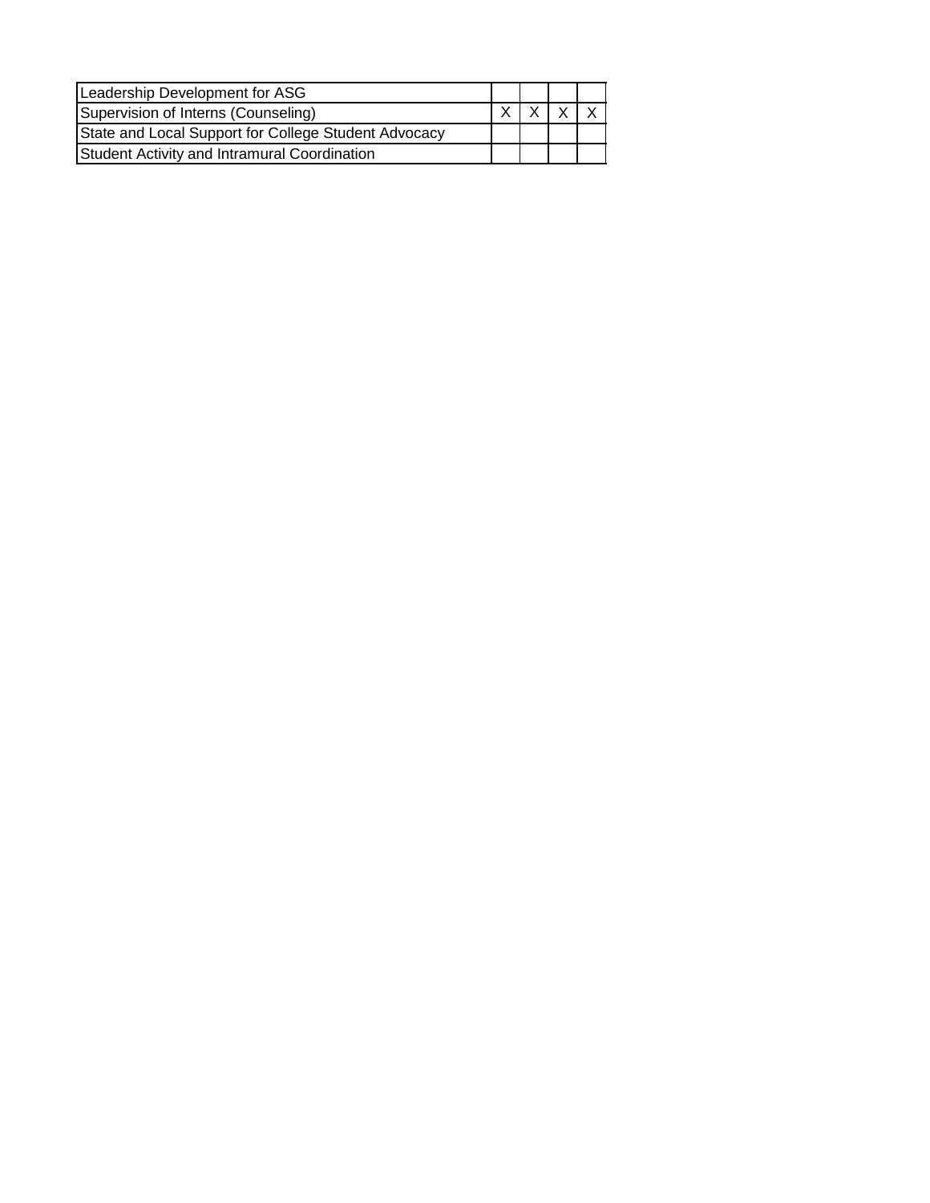| | | | | |
|---|---|---|---|---|
| Leadership Development for ASG | | | | |
| Supervision of Interns (Counseling) | X | X | X | X |
| State and Local Support for College Student Advocacy | | | | |
| Student Activity and Intramural Coordination | | | | |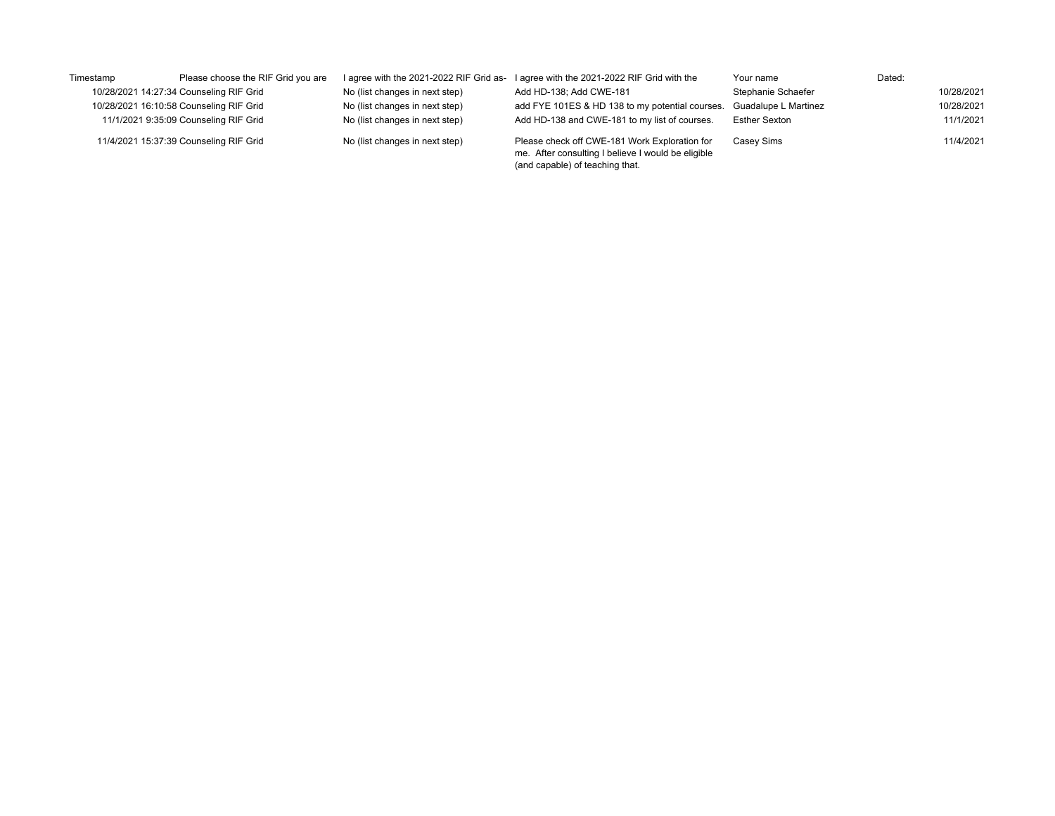| Timestamp | Please choose the RIF Grid you are | I agree with the 2021-2022 RIF Grid as- | I agree with the 2021-2022 RIF Grid with the | Your name | Dated: |
|---|---|---|---|---|---|
| 10/28/2021 14:27:34 | Counseling RIF Grid | No (list changes in next step) | Add HD-138; Add CWE-181 | Stephanie Schaefer | 10/28/2021 |
| 10/28/2021 16:10:58 | Counseling RIF Grid | No (list changes in next step) | add FYE 101ES & HD 138 to my potential courses. | Guadalupe L Martinez | 10/28/2021 |
| 11/1/2021 9:35:09 | Counseling RIF Grid | No (list changes in next step) | Add HD-138 and CWE-181 to my list of courses. | Esther Sexton | 11/1/2021 |
| 11/4/2021 15:37:39 | Counseling RIF Grid | No (list changes in next step) | Please check off CWE-181 Work Exploration for me. After consulting I believe I would be eligible (and capable) of teaching that. | Casey Sims | 11/4/2021 |